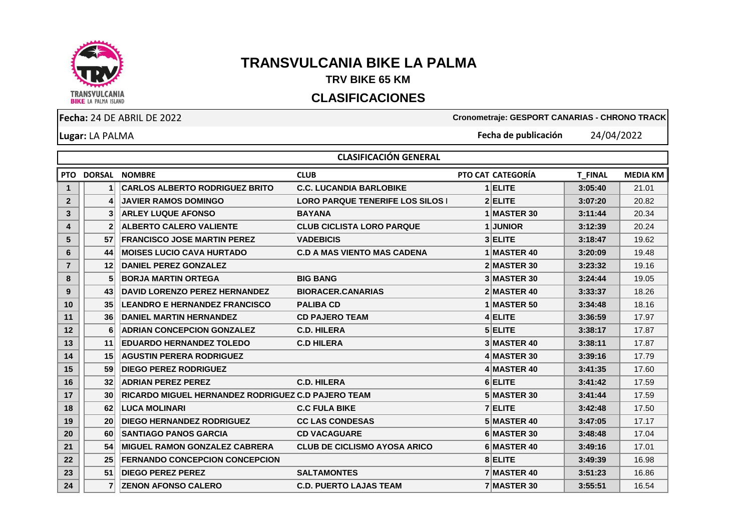# TRANSVULCANIA BIKE LA PALMA

## TRV BIKE 65 KM

## CLASIFICACIONES

**Fecha:** 24 DE ABRIL DE 2022

**Cronometraje: GESPORT CANARIAS - CHRONO TRACK**

**Lugar:** LA PALMA

**Fecha de publicación** 24/04/2022

### CLASIFICACIÓN GENERAL

| PTO | DORSAL | NOMBRE | CLUB | PTO CAT | CATEGORÍA | T_FINAL | MEDIA KM |
|---|---|---|---|---|---|---|---|
| 1 | 1 | CARLOS ALBERTO RODRIGUEZ BRITO | C.C. LUCANDIA BARLOBIKE | 1 | ELITE | 3:05:40 | 21.01 |
| 2 | 4 | JAVIER RAMOS DOMINGO | LORO PARQUE TENERIFE LOS SILOS I | 2 | ELITE | 3:07:20 | 20.82 |
| 3 | 3 | ARLEY LUQUE AFONSO | BAYANA | 1 | MASTER 30 | 3:11:44 | 20.34 |
| 4 | 2 | ALBERTO CALERO VALIENTE | CLUB CICLISTA LORO PARQUE | 1 | JUNIOR | 3:12:39 | 20.24 |
| 5 | 57 | FRANCISCO JOSE MARTIN PEREZ | VADEBICIS | 3 | ELITE | 3:18:47 | 19.62 |
| 6 | 44 | MOISES LUCIO CAVA HURTADO | C.D A MAS VIENTO MAS CADENA | 1 | MASTER 40 | 3:20:09 | 19.48 |
| 7 | 12 | DANIEL PEREZ GONZALEZ | | 2 | MASTER 30 | 3:23:32 | 19.16 |
| 8 | 5 | BORJA MARTIN ORTEGA | BIG BANG | 3 | MASTER 30 | 3:24:44 | 19.05 |
| 9 | 43 | DAVID LORENZO PEREZ HERNANDEZ | BIORACER.CANARIAS | 2 | MASTER 40 | 3:33:37 | 18.26 |
| 10 | 35 | LEANDRO E HERNANDEZ FRANCISCO | PALIBA CD | 1 | MASTER 50 | 3:34:48 | 18.16 |
| 11 | 36 | DANIEL MARTIN HERNANDEZ | CD PAJERO TEAM | 4 | ELITE | 3:36:59 | 17.97 |
| 12 | 6 | ADRIAN CONCEPCION GONZALEZ | C.D. HILERA | 5 | ELITE | 3:38:17 | 17.87 |
| 13 | 11 | EDUARDO HERNANDEZ TOLEDO | C.D HILERA | 3 | MASTER 40 | 3:38:11 | 17.87 |
| 14 | 15 | AGUSTIN PERERA RODRIGUEZ | | 4 | MASTER 30 | 3:39:16 | 17.79 |
| 15 | 59 | DIEGO PEREZ RODRIGUEZ | | 4 | MASTER 40 | 3:41:35 | 17.60 |
| 16 | 32 | ADRIAN PEREZ PEREZ | C.D. HILERA | 6 | ELITE | 3:41:42 | 17.59 |
| 17 | 30 | RICARDO MIGUEL HERNANDEZ RODRIGUEZ | C.D PAJERO TEAM | 5 | MASTER 30 | 3:41:44 | 17.59 |
| 18 | 62 | LUCA MOLINARI | C.C FULA BIKE | 7 | ELITE | 3:42:48 | 17.50 |
| 19 | 20 | DIEGO HERNANDEZ RODRIGUEZ | CC LAS CONDESAS | 5 | MASTER 40 | 3:47:05 | 17.17 |
| 20 | 60 | SANTIAGO PANOS GARCIA | CD VACAGUARE | 6 | MASTER 30 | 3:48:48 | 17.04 |
| 21 | 54 | MIGUEL RAMON GONZALEZ CABRERA | CLUB DE CICLISMO AYOSA ARICO | 6 | MASTER 40 | 3:49:16 | 17.01 |
| 22 | 25 | FERNANDO CONCEPCION CONCEPCION | | 8 | ELITE | 3:49:39 | 16.98 |
| 23 | 51 | DIEGO PEREZ PEREZ | SALTAMONTES | 7 | MASTER 40 | 3:51:23 | 16.86 |
| 24 | 7 | ZENON AFONSO CALERO | C.D. PUERTO LAJAS TEAM | 7 | MASTER 30 | 3:55:51 | 16.54 |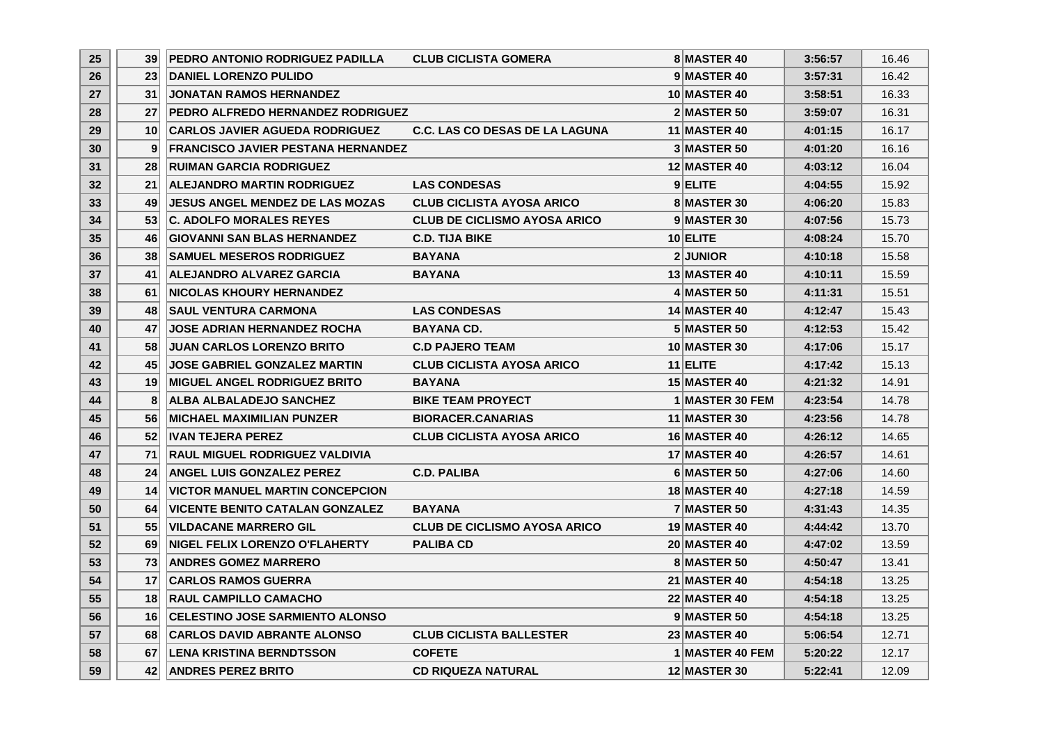| | | | | | | | |
|---|---|---|---|---|---|---|---|
| 25 | 39 | PEDRO ANTONIO RODRIGUEZ PADILLA | CLUB CICLISTA GOMERA | 8 | MASTER 40 | 3:56:57 | 16.46 |
| 26 | 23 | DANIEL LORENZO PULIDO | | 9 | MASTER 40 | 3:57:31 | 16.42 |
| 27 | 31 | JONATAN RAMOS HERNANDEZ | | 10 | MASTER 40 | 3:58:51 | 16.33 |
| 28 | 27 | PEDRO ALFREDO HERNANDEZ RODRIGUEZ | | 2 | MASTER 50 | 3:59:07 | 16.31 |
| 29 | 10 | CARLOS JAVIER AGUEDA RODRIGUEZ | C.C. LAS CO DESAS DE LA LAGUNA | 11 | MASTER 40 | 4:01:15 | 16.17 |
| 30 | 9 | FRANCISCO JAVIER PESTANA HERNANDEZ | | 3 | MASTER 50 | 4:01:20 | 16.16 |
| 31 | 28 | RUIMAN GARCIA RODRIGUEZ | | 12 | MASTER 40 | 4:03:12 | 16.04 |
| 32 | 21 | ALEJANDRO MARTIN RODRIGUEZ | LAS CONDESAS | 9 | ELITE | 4:04:55 | 15.92 |
| 33 | 49 | JESUS ANGEL MENDEZ DE LAS MOZAS | CLUB CICLISTA AYOSA ARICO | 8 | MASTER 30 | 4:06:20 | 15.83 |
| 34 | 53 | C. ADOLFO MORALES REYES | CLUB DE CICLISMO AYOSA ARICO | 9 | MASTER 30 | 4:07:56 | 15.73 |
| 35 | 46 | GIOVANNI SAN BLAS HERNANDEZ | C.D. TIJA BIKE | 10 | ELITE | 4:08:24 | 15.70 |
| 36 | 38 | SAMUEL MESEROS RODRIGUEZ | BAYANA | 2 | JUNIOR | 4:10:18 | 15.58 |
| 37 | 41 | ALEJANDRO ALVAREZ GARCIA | BAYANA | 13 | MASTER 40 | 4:10:11 | 15.59 |
| 38 | 61 | NICOLAS KHOURY HERNANDEZ | | 4 | MASTER 50 | 4:11:31 | 15.51 |
| 39 | 48 | SAUL VENTURA CARMONA | LAS CONDESAS | 14 | MASTER 40 | 4:12:47 | 15.43 |
| 40 | 47 | JOSE ADRIAN HERNANDEZ ROCHA | BAYANA CD. | 5 | MASTER 50 | 4:12:53 | 15.42 |
| 41 | 58 | JUAN CARLOS LORENZO BRITO | C.D PAJERO TEAM | 10 | MASTER 30 | 4:17:06 | 15.17 |
| 42 | 45 | JOSE GABRIEL GONZALEZ MARTIN | CLUB CICLISTA AYOSA ARICO | 11 | ELITE | 4:17:42 | 15.13 |
| 43 | 19 | MIGUEL ANGEL RODRIGUEZ BRITO | BAYANA | 15 | MASTER 40 | 4:21:32 | 14.91 |
| 44 | 8 | ALBA ALBALADEJO SANCHEZ | BIKE TEAM PROYECT | 1 | MASTER 30 FEM | 4:23:54 | 14.78 |
| 45 | 56 | MICHAEL MAXIMILIAN PUNZER | BIORACER.CANARIAS | 11 | MASTER 30 | 4:23:56 | 14.78 |
| 46 | 52 | IVAN TEJERA PEREZ | CLUB CICLISTA AYOSA ARICO | 16 | MASTER 40 | 4:26:12 | 14.65 |
| 47 | 71 | RAUL MIGUEL RODRIGUEZ VALDIVIA | | 17 | MASTER 40 | 4:26:57 | 14.61 |
| 48 | 24 | ANGEL LUIS GONZALEZ PEREZ | C.D. PALIBA | 6 | MASTER 50 | 4:27:06 | 14.60 |
| 49 | 14 | VICTOR MANUEL MARTIN CONCEPCION | | 18 | MASTER 40 | 4:27:18 | 14.59 |
| 50 | 64 | VICENTE BENITO CATALAN GONZALEZ | BAYANA | 7 | MASTER 50 | 4:31:43 | 14.35 |
| 51 | 55 | VILDACANE MARRERO GIL | CLUB DE CICLISMO AYOSA ARICO | 19 | MASTER 40 | 4:44:42 | 13.70 |
| 52 | 69 | NIGEL FELIX LORENZO O'FLAHERTY | PALIBA CD | 20 | MASTER 40 | 4:47:02 | 13.59 |
| 53 | 73 | ANDRES GOMEZ MARRERO | | 8 | MASTER 50 | 4:50:47 | 13.41 |
| 54 | 17 | CARLOS RAMOS GUERRA | | 21 | MASTER 40 | 4:54:18 | 13.25 |
| 55 | 18 | RAUL CAMPILLO CAMACHO | | 22 | MASTER 40 | 4:54:18 | 13.25 |
| 56 | 16 | CELESTINO JOSE SARMIENTO ALONSO | | 9 | MASTER 50 | 4:54:18 | 13.25 |
| 57 | 68 | CARLOS DAVID ABRANTE ALONSO | CLUB CICLISTA BALLESTER | 23 | MASTER 40 | 5:06:54 | 12.71 |
| 58 | 67 | LENA KRISTINA BERNDTSSON | COFETE | 1 | MASTER 40 FEM | 5:20:22 | 12.17 |
| 59 | 42 | ANDRES PEREZ BRITO | CD RIQUEZA NATURAL | 12 | MASTER 30 | 5:22:41 | 12.09 |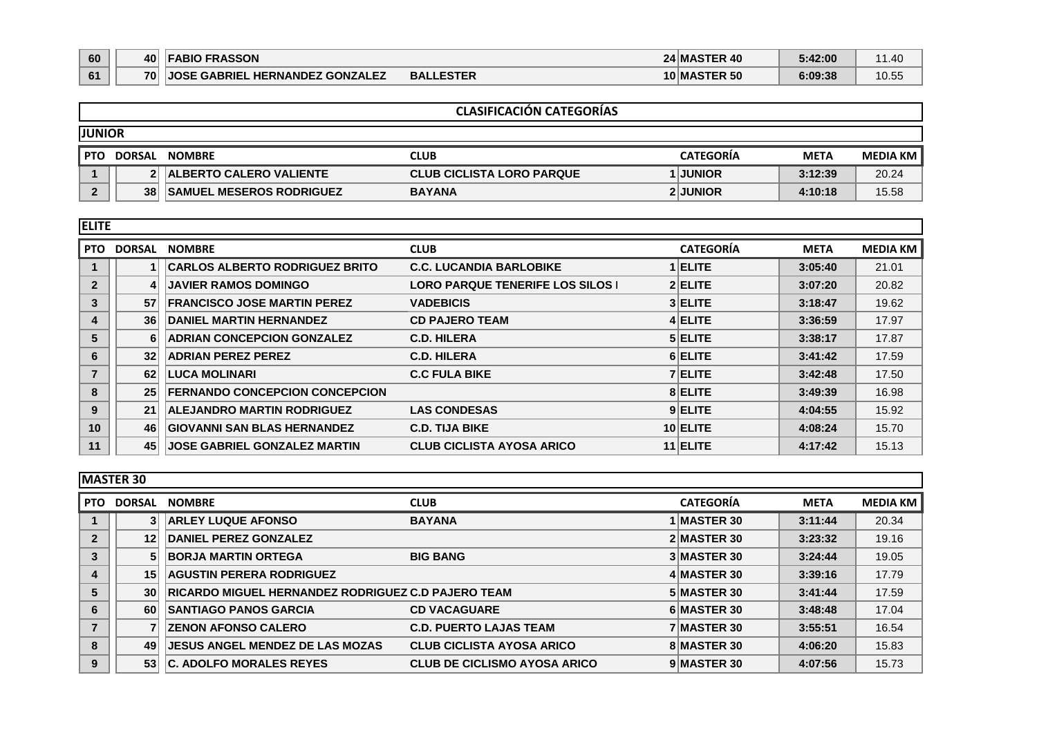| | | | | | | |
|---|---|---|---|---|---|---|
| 60 | 40 | FABIO FRASSON | | 24 MASTER 40 | 5:42:00 | 11.40 |
| 61 | 70 | JOSE GABRIEL HERNANDEZ GONZALEZ | BALLESTER | 10 MASTER 50 | 6:09:38 | 10.55 |

## CLASIFICACIÓN CATEGORÍAS

### JUNIOR

| PTO | DORSAL | NOMBRE | CLUB | CATEGORÍA | META | MEDIA KM |
|---|---|---|---|---|---|---|
| 1 | 2 | ALBERTO CALERO VALIENTE | CLUB CICLISTA LORO PARQUE | 1 JUNIOR | 3:12:39 | 20.24 |
| 2 | 38 | SAMUEL MESEROS RODRIGUEZ | BAYANA | 2 JUNIOR | 4:10:18 | 15.58 |

### ELITE

| PTO | DORSAL | NOMBRE | CLUB | CATEGORÍA | META | MEDIA KM |
|---|---|---|---|---|---|---|
| 1 | 1 | CARLOS ALBERTO RODRIGUEZ BRITO | C.C. LUCANDIA BARLOBIKE | 1 ELITE | 3:05:40 | 21.01 |
| 2 | 4 | JAVIER RAMOS DOMINGO | LORO PARQUE TENERIFE LOS SILOS I | 2 ELITE | 3:07:20 | 20.82 |
| 3 | 57 | FRANCISCO JOSE MARTIN PEREZ | VADEBICIS | 3 ELITE | 3:18:47 | 19.62 |
| 4 | 36 | DANIEL MARTIN HERNANDEZ | CD PAJERO TEAM | 4 ELITE | 3:36:59 | 17.97 |
| 5 | 6 | ADRIAN CONCEPCION GONZALEZ | C.D. HILERA | 5 ELITE | 3:38:17 | 17.87 |
| 6 | 32 | ADRIAN PEREZ PEREZ | C.D. HILERA | 6 ELITE | 3:41:42 | 17.59 |
| 7 | 62 | LUCA MOLINARI | C.C FULA BIKE | 7 ELITE | 3:42:48 | 17.50 |
| 8 | 25 | FERNANDO CONCEPCION CONCEPCION | | 8 ELITE | 3:49:39 | 16.98 |
| 9 | 21 | ALEJANDRO MARTIN RODRIGUEZ | LAS CONDESAS | 9 ELITE | 4:04:55 | 15.92 |
| 10 | 46 | GIOVANNI SAN BLAS HERNANDEZ | C.D. TIJA BIKE | 10 ELITE | 4:08:24 | 15.70 |
| 11 | 45 | JOSE GABRIEL GONZALEZ MARTIN | CLUB CICLISTA AYOSA ARICO | 11 ELITE | 4:17:42 | 15.13 |

### MASTER 30

| PTO | DORSAL | NOMBRE | CLUB | CATEGORÍA | META | MEDIA KM |
|---|---|---|---|---|---|---|
| 1 | 3 | ARLEY LUQUE AFONSO | BAYANA | 1 MASTER 30 | 3:11:44 | 20.34 |
| 2 | 12 | DANIEL PEREZ GONZALEZ | | 2 MASTER 30 | 3:23:32 | 19.16 |
| 3 | 5 | BORJA MARTIN ORTEGA | BIG BANG | 3 MASTER 30 | 3:24:44 | 19.05 |
| 4 | 15 | AGUSTIN PERERA RODRIGUEZ | | 4 MASTER 30 | 3:39:16 | 17.79 |
| 5 | 30 | RICARDO MIGUEL HERNANDEZ RODRIGUEZ | C.D PAJERO TEAM | 5 MASTER 30 | 3:41:44 | 17.59 |
| 6 | 60 | SANTIAGO PANOS GARCIA | CD VACAGUARE | 6 MASTER 30 | 3:48:48 | 17.04 |
| 7 | 7 | ZENON AFONSO CALERO | C.D. PUERTO LAJAS TEAM | 7 MASTER 30 | 3:55:51 | 16.54 |
| 8 | 49 | JESUS ANGEL MENDEZ DE LAS MOZAS | CLUB CICLISTA AYOSA ARICO | 8 MASTER 30 | 4:06:20 | 15.83 |
| 9 | 53 | C. ADOLFO MORALES REYES | CLUB DE CICLISMO AYOSA ARICO | 9 MASTER 30 | 4:07:56 | 15.73 |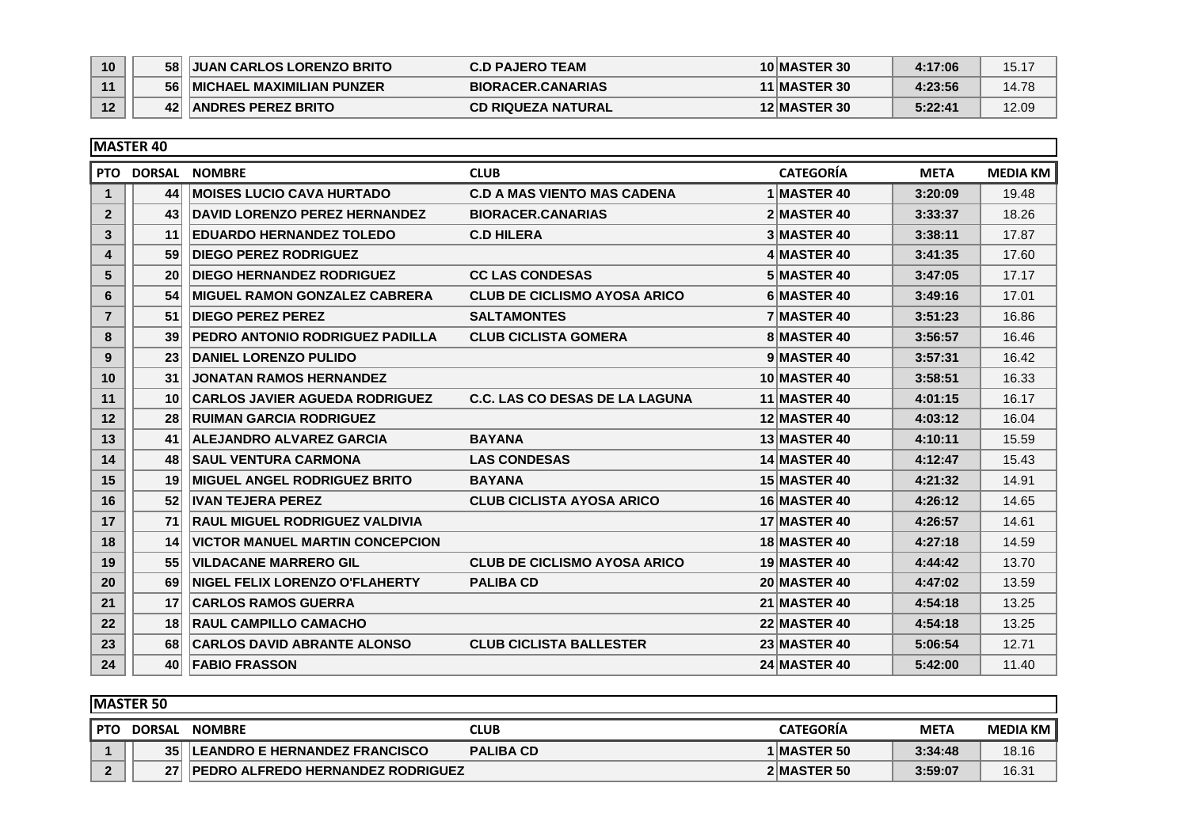| PTO | DORSAL | NOMBRE | CLUB | CATEGORÍA | META | MEDIA KM |
|---|---|---|---|---|---|---|
| 10 | 58 | JUAN CARLOS LORENZO BRITO | C.D PAJERO TEAM | 10 MASTER 30 | 4:17:06 | 15.17 |
| 11 | 56 | MICHAEL MAXIMILIAN PUNZER | BIORACER.CANARIAS | 11 MASTER 30 | 4:23:56 | 14.78 |
| 12 | 42 | ANDRES PEREZ BRITO | CD RIQUEZA NATURAL | 12 MASTER 30 | 5:22:41 | 12.09 |

## MASTER 40

| PTO | DORSAL | NOMBRE | CLUB | CATEGORÍA | META | MEDIA KM |
|---|---|---|---|---|---|---|
| 1 | 44 | MOISES LUCIO CAVA HURTADO | C.D A MAS VIENTO MAS CADENA | 1 MASTER 40 | 3:20:09 | 19.48 |
| 2 | 43 | DAVID LORENZO PEREZ HERNANDEZ | BIORACER.CANARIAS | 2 MASTER 40 | 3:33:37 | 18.26 |
| 3 | 11 | EDUARDO HERNANDEZ TOLEDO | C.D HILERA | 3 MASTER 40 | 3:38:11 | 17.87 |
| 4 | 59 | DIEGO PEREZ RODRIGUEZ | | 4 MASTER 40 | 3:41:35 | 17.60 |
| 5 | 20 | DIEGO HERNANDEZ RODRIGUEZ | CC LAS CONDESAS | 5 MASTER 40 | 3:47:05 | 17.17 |
| 6 | 54 | MIGUEL RAMON GONZALEZ CABRERA | CLUB DE CICLISMO AYOSA ARICO | 6 MASTER 40 | 3:49:16 | 17.01 |
| 7 | 51 | DIEGO PEREZ PEREZ | SALTAMONTES | 7 MASTER 40 | 3:51:23 | 16.86 |
| 8 | 39 | PEDRO ANTONIO RODRIGUEZ PADILLA | CLUB CICLISTA GOMERA | 8 MASTER 40 | 3:56:57 | 16.46 |
| 9 | 23 | DANIEL LORENZO PULIDO | | 9 MASTER 40 | 3:57:31 | 16.42 |
| 10 | 31 | JONATAN RAMOS HERNANDEZ | | 10 MASTER 40 | 3:58:51 | 16.33 |
| 11 | 10 | CARLOS JAVIER AGUEDA RODRIGUEZ | C.C. LAS CO DESAS DE LA LAGUNA | 11 MASTER 40 | 4:01:15 | 16.17 |
| 12 | 28 | RUIMAN GARCIA RODRIGUEZ | | 12 MASTER 40 | 4:03:12 | 16.04 |
| 13 | 41 | ALEJANDRO ALVAREZ GARCIA | BAYANA | 13 MASTER 40 | 4:10:11 | 15.59 |
| 14 | 48 | SAUL VENTURA CARMONA | LAS CONDESAS | 14 MASTER 40 | 4:12:47 | 15.43 |
| 15 | 19 | MIGUEL ANGEL RODRIGUEZ BRITO | BAYANA | 15 MASTER 40 | 4:21:32 | 14.91 |
| 16 | 52 | IVAN TEJERA PEREZ | CLUB CICLISTA AYOSA ARICO | 16 MASTER 40 | 4:26:12 | 14.65 |
| 17 | 71 | RAUL MIGUEL RODRIGUEZ VALDIVIA | | 17 MASTER 40 | 4:26:57 | 14.61 |
| 18 | 14 | VICTOR MANUEL MARTIN CONCEPCION | | 18 MASTER 40 | 4:27:18 | 14.59 |
| 19 | 55 | VILDACANE MARRERO GIL | CLUB DE CICLISMO AYOSA ARICO | 19 MASTER 40 | 4:44:42 | 13.70 |
| 20 | 69 | NIGEL FELIX LORENZO O'FLAHERTY | PALIBA CD | 20 MASTER 40 | 4:47:02 | 13.59 |
| 21 | 17 | CARLOS RAMOS GUERRA | | 21 MASTER 40 | 4:54:18 | 13.25 |
| 22 | 18 | RAUL CAMPILLO CAMACHO | | 22 MASTER 40 | 4:54:18 | 13.25 |
| 23 | 68 | CARLOS DAVID ABRANTE ALONSO | CLUB CICLISTA BALLESTER | 23 MASTER 40 | 5:06:54 | 12.71 |
| 24 | 40 | FABIO FRASSON | | 24 MASTER 40 | 5:42:00 | 11.40 |

## MASTER 50

| PTO | DORSAL | NOMBRE | CLUB | CATEGORÍA | META | MEDIA KM |
|---|---|---|---|---|---|---|
| 1 | 35 | LEANDRO E HERNANDEZ FRANCISCO | PALIBA CD | 1 MASTER 50 | 3:34:48 | 18.16 |
| 2 | 27 | PEDRO ALFREDO HERNANDEZ RODRIGUEZ | | 2 MASTER 50 | 3:59:07 | 16.31 |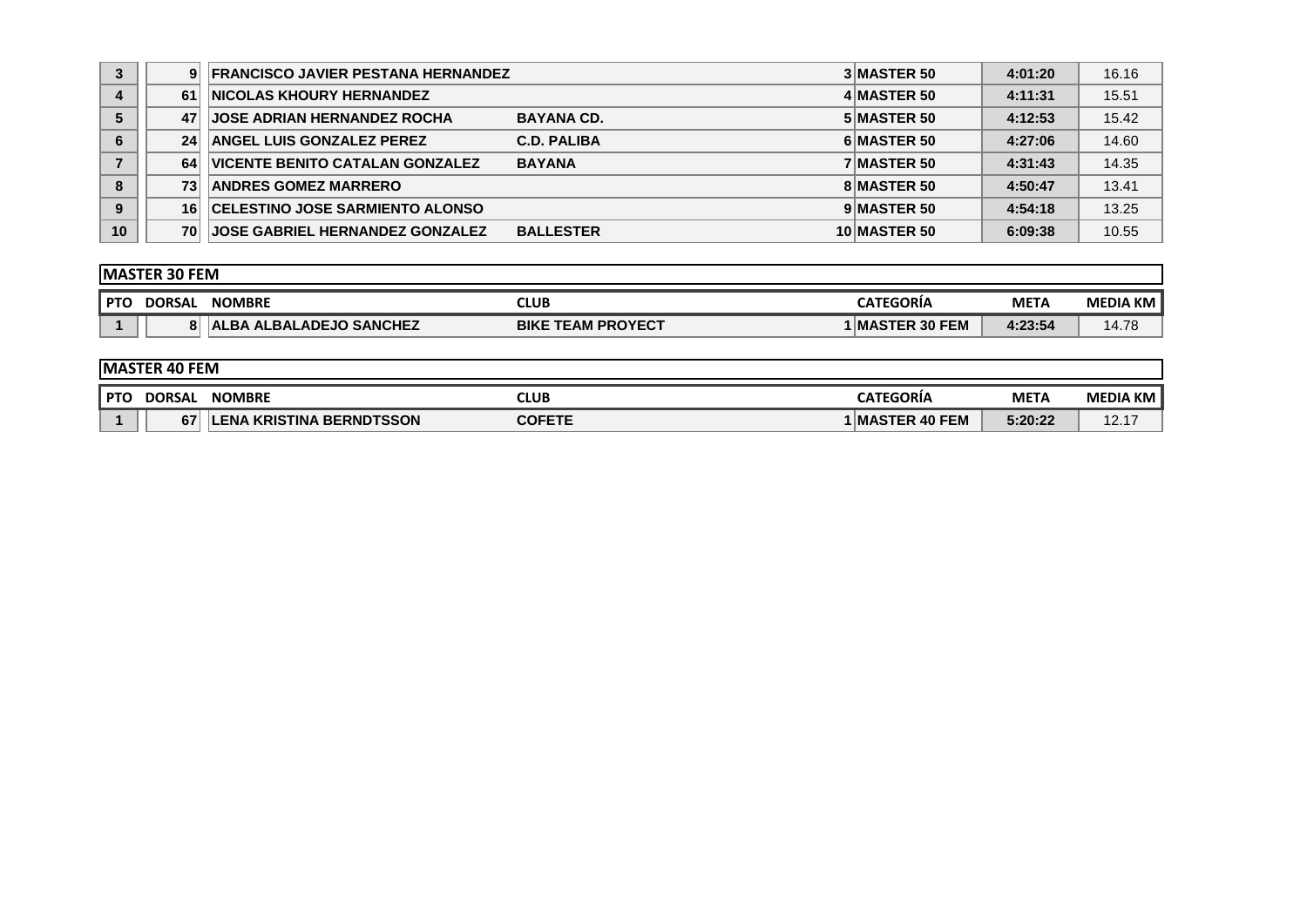| | | | | | | | |
|---|---|---|---|---|---|---|---|
| 3 | 9 | FRANCISCO JAVIER PESTANA HERNANDEZ | | 3 | MASTER 50 | 4:01:20 | 16.16 |
| 4 | 61 | NICOLAS KHOURY HERNANDEZ | | 4 | MASTER 50 | 4:11:31 | 15.51 |
| 5 | 47 | JOSE ADRIAN HERNANDEZ ROCHA | BAYANA CD. | 5 | MASTER 50 | 4:12:53 | 15.42 |
| 6 | 24 | ANGEL LUIS GONZALEZ PEREZ | C.D. PALIBA | 6 | MASTER 50 | 4:27:06 | 14.60 |
| 7 | 64 | VICENTE BENITO CATALAN GONZALEZ | BAYANA | 7 | MASTER 50 | 4:31:43 | 14.35 |
| 8 | 73 | ANDRES GOMEZ MARRERO | | 8 | MASTER 50 | 4:50:47 | 13.41 |
| 9 | 16 | CELESTINO JOSE SARMIENTO ALONSO | | 9 | MASTER 50 | 4:54:18 | 13.25 |
| 10 | 70 | JOSE GABRIEL HERNANDEZ GONZALEZ | BALLESTER | 10 | MASTER 50 | 6:09:38 | 10.55 |

## MASTER 30 FEM

| PTO | DORSAL | NOMBRE | CLUB | | CATEGORÍA | META | MEDIA KM |
|---|---|---|---|---|---|---|---|
| 1 | 8 | ALBA ALBALADEJO SANCHEZ | BIKE TEAM PROYECT | 1 | MASTER 30 FEM | 4:23:54 | 14.78 |

## MASTER 40 FEM

| PTO | DORSAL | NOMBRE | CLUB | | CATEGORÍA | META | MEDIA KM |
|---|---|---|---|---|---|---|---|
| 1 | 67 | LENA KRISTINA BERNDTSSON | COFETE | 1 | MASTER 40 FEM | 5:20:22 | 12.17 |